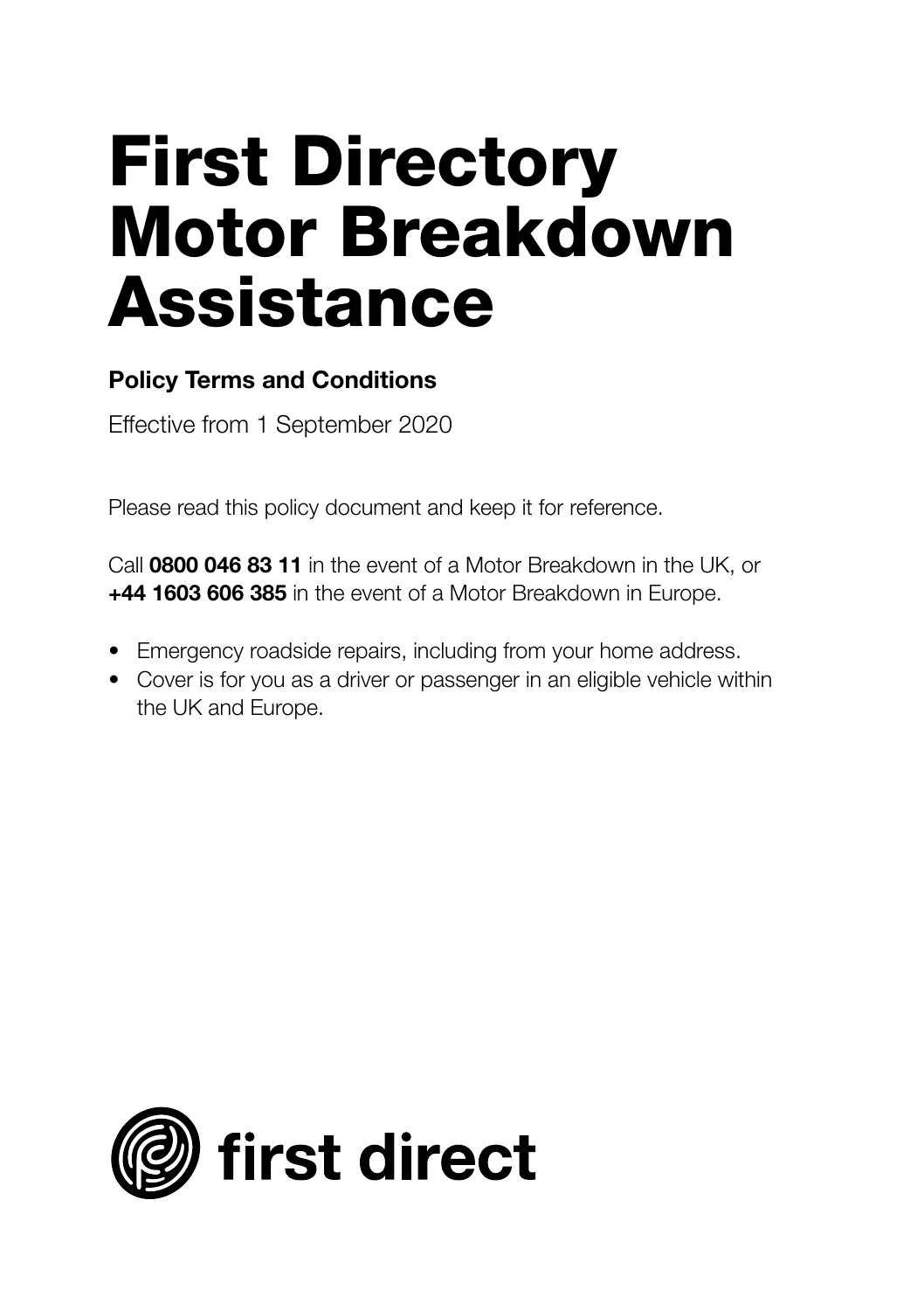# First Directory Motor Breakdown Assistance

**Policy Terms and Conditions**

Effective from 1 September 2020

Please read this policy document and keep it for reference.

Call **0800 046 83 11** in the event of a Motor Breakdown in the UK, or **+44 1603 606 385** in the event of a Motor Breakdown in Europe.

- Emergency roadside repairs, including from your home address.
- Cover is for you as a driver or passenger in an eligible vehicle within the UK and Europe.

first direct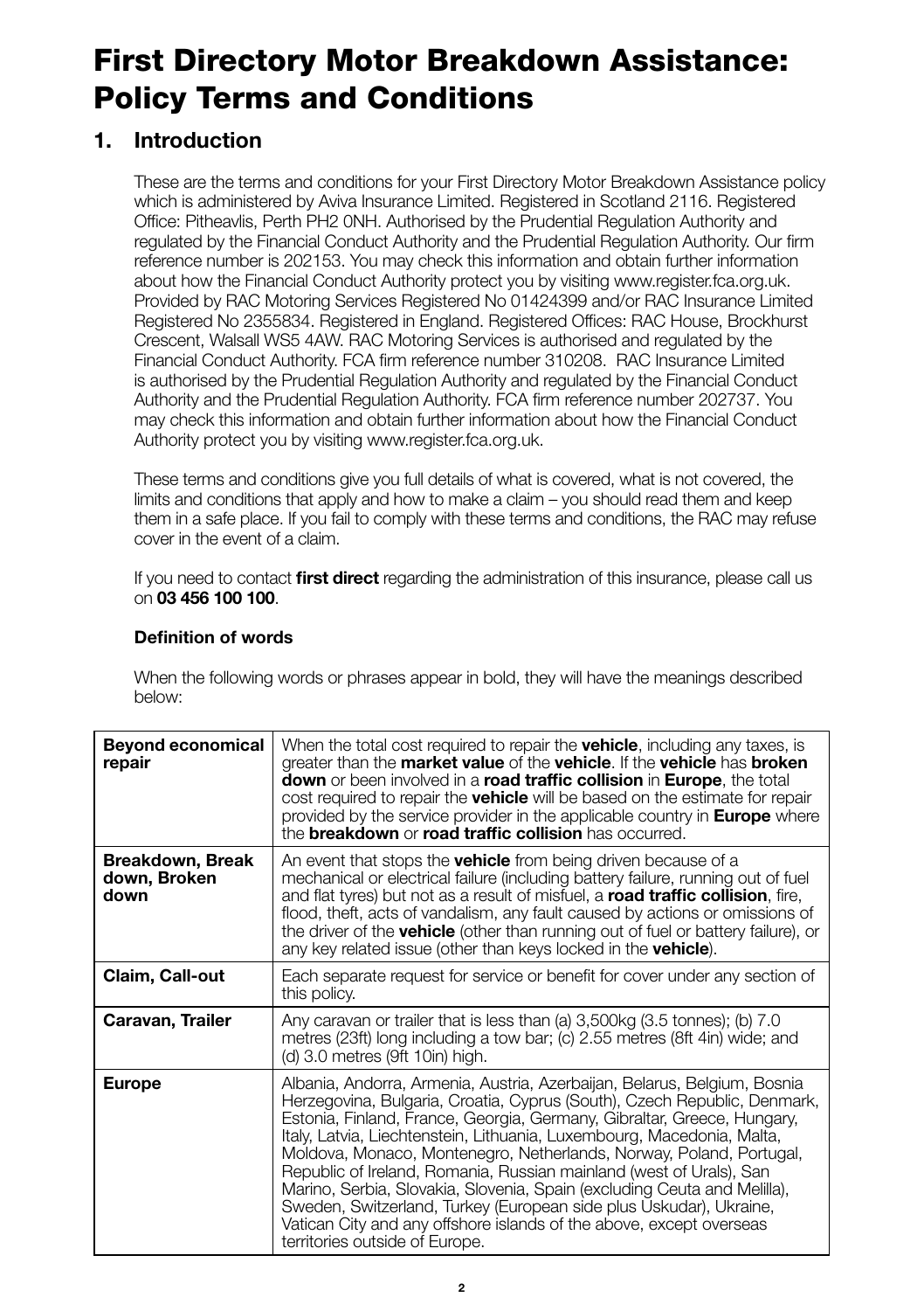# First Directory Motor Breakdown Assistance: Policy Terms and Conditions

## 1. Introduction

These are the terms and conditions for your First Directory Motor Breakdown Assistance policy which is administered by Aviva Insurance Limited. Registered in Scotland 2116. Registered Office: Pitheavlis, Perth PH2 0NH. Authorised by the Prudential Regulation Authority and regulated by the Financial Conduct Authority and the Prudential Regulation Authority. Our firm reference number is 202153. You may check this information and obtain further information about how the Financial Conduct Authority protect you by visiting www.register.fca.org.uk. Provided by RAC Motoring Services Registered No 01424399 and/or RAC Insurance Limited Registered No 2355834. Registered in England. Registered Offices: RAC House, Brockhurst Crescent, Walsall WS5 4AW. RAC Motoring Services is authorised and regulated by the Financial Conduct Authority. FCA firm reference number 310208. RAC Insurance Limited is authorised by the Prudential Regulation Authority and regulated by the Financial Conduct Authority and the Prudential Regulation Authority. FCA firm reference number 202737. You may check this information and obtain further information about how the Financial Conduct Authority protect you by visiting www.register.fca.org.uk.

These terms and conditions give you full details of what is covered, what is not covered, the limits and conditions that apply and how to make a claim – you should read them and keep them in a safe place. If you fail to comply with these terms and conditions, the RAC may refuse cover in the event of a claim.

If you need to contact **first direct** regarding the administration of this insurance, please call us on **03 456 100 100**.

### Definition of words

When the following words or phrases appear in bold, they will have the meanings described below:

| | |
|---|---|
| **Beyond economical repair** | When the total cost required to repair the **vehicle**, including any taxes, is greater than the **market value** of the **vehicle**. If the **vehicle** has **broken down** or been involved in a **road traffic collision** in **Europe**, the total cost required to repair the **vehicle** will be based on the estimate for repair provided by the service provider in the applicable country in **Europe** where the **breakdown** or **road traffic collision** has occurred. |
| **Breakdown, Break down, Broken down** | An event that stops the **vehicle** from being driven because of a mechanical or electrical failure (including battery failure, running out of fuel and flat tyres) but not as a result of misfuel, a **road traffic collision**, fire, flood, theft, acts of vandalism, any fault caused by actions or omissions of the driver of the **vehicle** (other than running out of fuel or battery failure), or any key related issue (other than keys locked in the **vehicle**). |
| **Claim, Call-out** | Each separate request for service or benefit for cover under any section of this policy. |
| **Caravan, Trailer** | Any caravan or trailer that is less than (a) 3,500kg (3.5 tonnes); (b) 7.0 metres (23ft) long including a tow bar; (c) 2.55 metres (8ft 4in) wide; and (d) 3.0 metres (9ft 10in) high. |
| **Europe** | Albania, Andorra, Armenia, Austria, Azerbaijan, Belarus, Belgium, Bosnia Herzegovina, Bulgaria, Croatia, Cyprus (South), Czech Republic, Denmark, Estonia, Finland, France, Georgia, Germany, Gibraltar, Greece, Hungary, Italy, Latvia, Liechtenstein, Lithuania, Luxembourg, Macedonia, Malta, Moldova, Monaco, Montenegro, Netherlands, Norway, Poland, Portugal, Republic of Ireland, Romania, Russian mainland (west of Urals), San Marino, Serbia, Slovakia, Slovenia, Spain (excluding Ceuta and Melilla), Sweden, Switzerland, Turkey (European side plus Uskudar), Ukraine, Vatican City and any offshore islands of the above, except overseas territories outside of Europe. |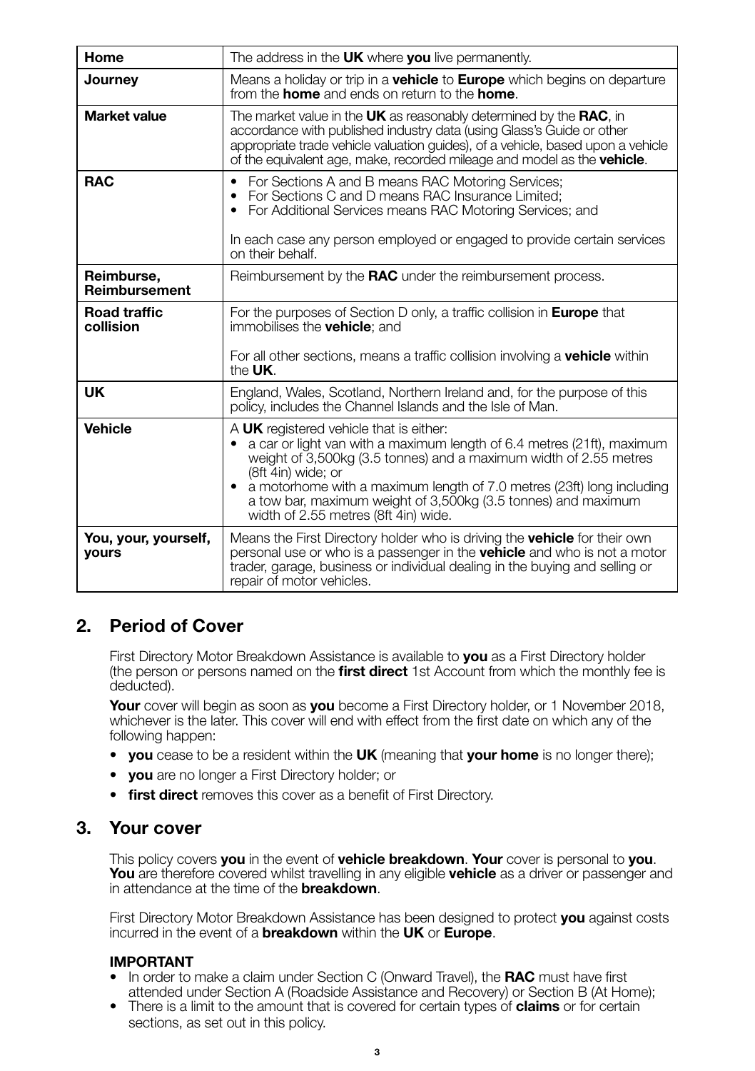| **Home** | The address in the **UK** where **you** live permanently. |
|---|---|
| **Journey** | Means a holiday or trip in a **vehicle** to **Europe** which begins on departure from the **home** and ends on return to the **home**. |
| **Market value** | The market value in the **UK** as reasonably determined by the **RAC**, in accordance with published industry data (using Glass's Guide or other appropriate trade vehicle valuation guides), of a vehicle, based upon a vehicle of the equivalent age, make, recorded mileage and model as the **vehicle**. |
| **RAC** | • For Sections A and B means RAC Motoring Services;<br>• For Sections C and D means RAC Insurance Limited;<br>• For Additional Services means RAC Motoring Services; and<br><br>In each case any person employed or engaged to provide certain services on their behalf. |
| **Reimburse, Reimbursement** | Reimbursement by the **RAC** under the reimbursement process. |
| **Road traffic collision** | For the purposes of Section D only, a traffic collision in **Europe** that immobilises the **vehicle**; and<br><br>For all other sections, means a traffic collision involving a **vehicle** within the **UK**. |
| **UK** | England, Wales, Scotland, Northern Ireland and, for the purpose of this policy, includes the Channel Islands and the Isle of Man. |
| **Vehicle** | A **UK** registered vehicle that is either:<br>• a car or light van with a maximum length of 6.4 metres (21ft), maximum weight of 3,500kg (3.5 tonnes) and a maximum width of 2.55 metres (8ft 4in) wide; or<br>• a motorhome with a maximum length of 7.0 metres (23ft) long including a tow bar, maximum weight of 3,500kg (3.5 tonnes) and maximum width of 2.55 metres (8ft 4in) wide. |
| **You, your, yourself, yours** | Means the First Directory holder who is driving the **vehicle** for their own personal use or who is a passenger in the **vehicle** and who is not a motor trader, garage, business or individual dealing in the buying and selling or repair of motor vehicles. |

## 2. Period of Cover

First Directory Motor Breakdown Assistance is available to **you** as a First Directory holder (the person or persons named on the **first direct** 1st Account from which the monthly fee is deducted).

**Your** cover will begin as soon as **you** become a First Directory holder, or 1 November 2018, whichever is the later. This cover will end with effect from the first date on which any of the following happen:

- **you** cease to be a resident within the **UK** (meaning that **your home** is no longer there);
- **you** are no longer a First Directory holder; or
- **first direct** removes this cover as a benefit of First Directory.

## 3. Your cover

This policy covers **you** in the event of **vehicle breakdown**. **Your** cover is personal to **you**. **You** are therefore covered whilst travelling in any eligible **vehicle** as a driver or passenger and in attendance at the time of the **breakdown**.

First Directory Motor Breakdown Assistance has been designed to protect **you** against costs incurred in the event of a **breakdown** within the **UK** or **Europe**.

**IMPORTANT**

- In order to make a claim under Section C (Onward Travel), the **RAC** must have first attended under Section A (Roadside Assistance and Recovery) or Section B (At Home);
- There is a limit to the amount that is covered for certain types of **claims** or for certain sections, as set out in this policy.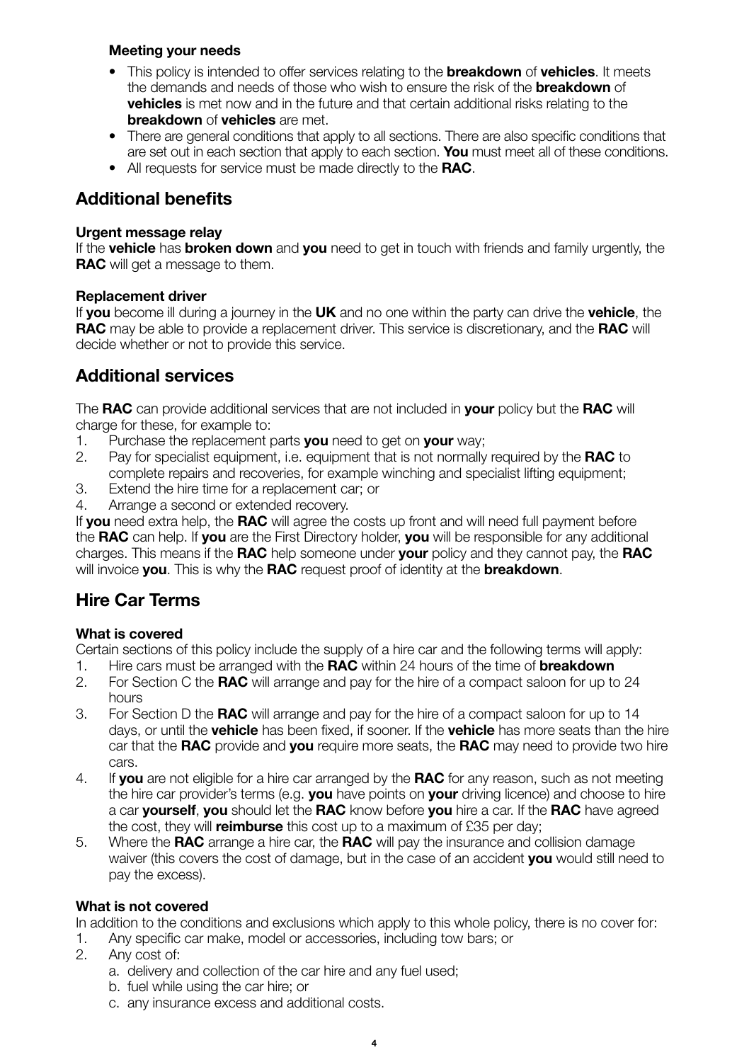### Meeting your needs

- This policy is intended to offer services relating to the **breakdown** of **vehicles**. It meets the demands and needs of those who wish to ensure the risk of the **breakdown** of **vehicles** is met now and in the future and that certain additional risks relating to the **breakdown** of **vehicles** are met.
- There are general conditions that apply to all sections. There are also specific conditions that are set out in each section that apply to each section. **You** must meet all of these conditions.
- All requests for service must be made directly to the **RAC**.

## Additional benefits

**Urgent message relay**
If the **vehicle** has **broken down** and **you** need to get in touch with friends and family urgently, the **RAC** will get a message to them.

**Replacement driver**
If **you** become ill during a journey in the **UK** and no one within the party can drive the **vehicle**, the **RAC** may be able to provide a replacement driver. This service is discretionary, and the **RAC** will decide whether or not to provide this service.

## Additional services

The **RAC** can provide additional services that are not included in **your** policy but the **RAC** will charge for these, for example to:

1. Purchase the replacement parts **you** need to get on **your** way;
2. Pay for specialist equipment, i.e. equipment that is not normally required by the **RAC** to complete repairs and recoveries, for example winching and specialist lifting equipment;
3. Extend the hire time for a replacement car; or
4. Arrange a second or extended recovery.

If **you** need extra help, the **RAC** will agree the costs up front and will need full payment before the **RAC** can help. If **you** are the First Directory holder, **you** will be responsible for any additional charges. This means if the **RAC** help someone under **your** policy and they cannot pay, the **RAC** will invoice **you**. This is why the **RAC** request proof of identity at the **breakdown**.

## Hire Car Terms

**What is covered**
Certain sections of this policy include the supply of a hire car and the following terms will apply:

1. Hire cars must be arranged with the **RAC** within 24 hours of the time of **breakdown**
2. For Section C the **RAC** will arrange and pay for the hire of a compact saloon for up to 24 hours
3. For Section D the **RAC** will arrange and pay for the hire of a compact saloon for up to 14 days, or until the **vehicle** has been fixed, if sooner. If the **vehicle** has more seats than the hire car that the **RAC** provide and **you** require more seats, the **RAC** may need to provide two hire cars.
4. If **you** are not eligible for a hire car arranged by the **RAC** for any reason, such as not meeting the hire car provider's terms (e.g. **you** have points on **your** driving licence) and choose to hire a car **yourself**, **you** should let the **RAC** know before **you** hire a car. If the **RAC** have agreed the cost, they will **reimburse** this cost up to a maximum of £35 per day;
5. Where the **RAC** arrange a hire car, the **RAC** will pay the insurance and collision damage waiver (this covers the cost of damage, but in the case of an accident **you** would still need to pay the excess).

**What is not covered**
In addition to the conditions and exclusions which apply to this whole policy, there is no cover for:

1. Any specific car make, model or accessories, including tow bars; or
2. Any cost of:
   a. delivery and collection of the car hire and any fuel used;
   b. fuel while using the car hire; or
   c. any insurance excess and additional costs.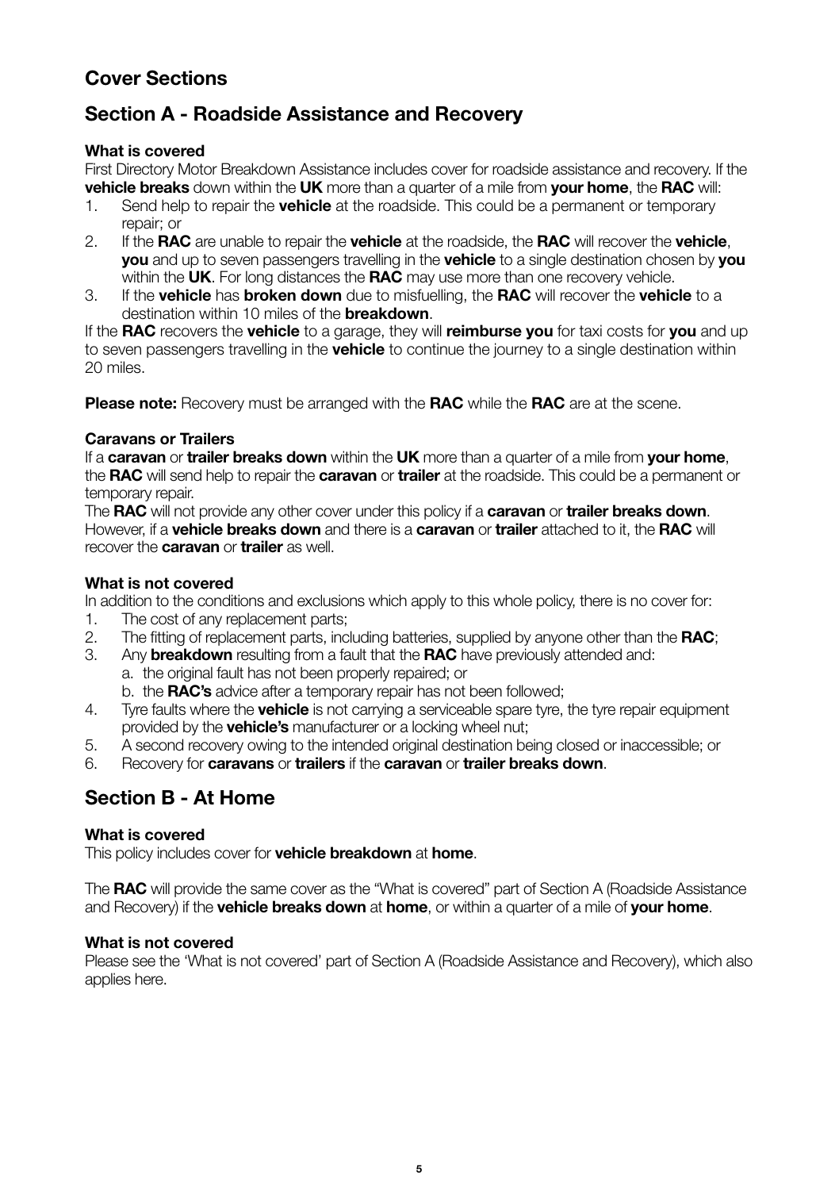# Cover Sections

## Section A - Roadside Assistance and Recovery

### What is covered

First Directory Motor Breakdown Assistance includes cover for roadside assistance and recovery. If the **vehicle breaks** down within the **UK** more than a quarter of a mile from **your home**, the **RAC** will:

1. Send help to repair the **vehicle** at the roadside. This could be a permanent or temporary repair; or
2. If the **RAC** are unable to repair the **vehicle** at the roadside, the **RAC** will recover the **vehicle**, **you** and up to seven passengers travelling in the **vehicle** to a single destination chosen by **you** within the **UK**. For long distances the **RAC** may use more than one recovery vehicle.
3. If the **vehicle** has **broken down** due to misfuelling, the **RAC** will recover the **vehicle** to a destination within 10 miles of the **breakdown**.

If the **RAC** recovers the **vehicle** to a garage, they will **reimburse you** for taxi costs for **you** and up to seven passengers travelling in the **vehicle** to continue the journey to a single destination within 20 miles.

**Please note:** Recovery must be arranged with the **RAC** while the **RAC** are at the scene.

### Caravans or Trailers

If a **caravan** or **trailer breaks down** within the **UK** more than a quarter of a mile from **your home**, the **RAC** will send help to repair the **caravan** or **trailer** at the roadside. This could be a permanent or temporary repair.

The **RAC** will not provide any other cover under this policy if a **caravan** or **trailer breaks down**. However, if a **vehicle breaks down** and there is a **caravan** or **trailer** attached to it, the **RAC** will recover the **caravan** or **trailer** as well.

### What is not covered

In addition to the conditions and exclusions which apply to this whole policy, there is no cover for:

1. The cost of any replacement parts;
2. The fitting of replacement parts, including batteries, supplied by anyone other than the **RAC**;
3. Any **breakdown** resulting from a fault that the **RAC** have previously attended and:
   a. the original fault has not been properly repaired; or
   b. the **RAC's** advice after a temporary repair has not been followed;
4. Tyre faults where the **vehicle** is not carrying a serviceable spare tyre, the tyre repair equipment provided by the **vehicle's** manufacturer or a locking wheel nut;
5. A second recovery owing to the intended original destination being closed or inaccessible; or
6. Recovery for **caravans** or **trailers** if the **caravan** or **trailer breaks down**.

## Section B - At Home

### What is covered

This policy includes cover for **vehicle breakdown** at **home**.

The **RAC** will provide the same cover as the "What is covered" part of Section A (Roadside Assistance and Recovery) if the **vehicle breaks down** at **home**, or within a quarter of a mile of **your home**.

### What is not covered

Please see the 'What is not covered' part of Section A (Roadside Assistance and Recovery), which also applies here.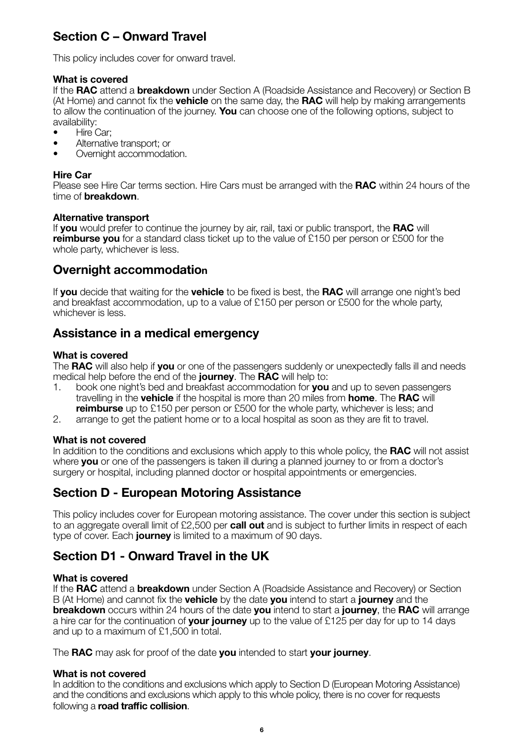## Section C – Onward Travel

This policy includes cover for onward travel.

**What is covered**
If the **RAC** attend a **breakdown** under Section A (Roadside Assistance and Recovery) or Section B (At Home) and cannot fix the **vehicle** on the same day, the **RAC** will help by making arrangements to allow the continuation of the journey. **You** can choose one of the following options, subject to availability:

- Hire Car;
- Alternative transport; or
- Overnight accommodation.

**Hire Car**
Please see Hire Car terms section. Hire Cars must be arranged with the **RAC** within 24 hours of the time of **breakdown**.

**Alternative transport**
If **you** would prefer to continue the journey by air, rail, taxi or public transport, the **RAC** will **reimburse you** for a standard class ticket up to the value of £150 per person or £500 for the whole party, whichever is less.

## Overnight accommodation

If **you** decide that waiting for the **vehicle** to be fixed is best, the **RAC** will arrange one night's bed and breakfast accommodation, up to a value of £150 per person or £500 for the whole party, whichever is less.

## Assistance in a medical emergency

**What is covered**
The **RAC** will also help if **you** or one of the passengers suddenly or unexpectedly falls ill and needs medical help before the end of the **journey**. The **RAC** will help to:

1. book one night's bed and breakfast accommodation for **you** and up to seven passengers travelling in the **vehicle** if the hospital is more than 20 miles from **home**. The **RAC** will **reimburse** up to £150 per person or £500 for the whole party, whichever is less; and
2. arrange to get the patient home or to a local hospital as soon as they are fit to travel.

**What is not covered**
In addition to the conditions and exclusions which apply to this whole policy, the **RAC** will not assist where **you** or one of the passengers is taken ill during a planned journey to or from a doctor's surgery or hospital, including planned doctor or hospital appointments or emergencies.

## Section D - European Motoring Assistance

This policy includes cover for European motoring assistance. The cover under this section is subject to an aggregate overall limit of £2,500 per **call out** and is subject to further limits in respect of each type of cover. Each **journey** is limited to a maximum of 90 days.

## Section D1 - Onward Travel in the UK

**What is covered**
If the **RAC** attend a **breakdown** under Section A (Roadside Assistance and Recovery) or Section B (At Home) and cannot fix the **vehicle** by the date **you** intend to start a **journey** and the **breakdown** occurs within 24 hours of the date **you** intend to start a **journey**, the **RAC** will arrange a hire car for the continuation of **your journey** up to the value of £125 per day for up to 14 days and up to a maximum of £1,500 in total.

The **RAC** may ask for proof of the date **you** intended to start **your journey**.

**What is not covered**
In addition to the conditions and exclusions which apply to Section D (European Motoring Assistance) and the conditions and exclusions which apply to this whole policy, there is no cover for requests following a **road traffic collision**.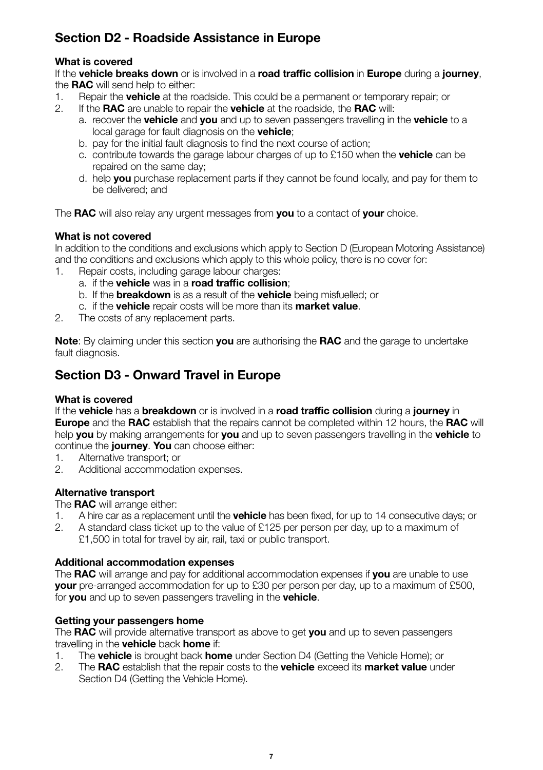## Section D2 - Roadside Assistance in Europe

**What is covered**

If the **vehicle breaks down** or is involved in a **road traffic collision** in **Europe** during a **journey**, the **RAC** will send help to either:

1. Repair the **vehicle** at the roadside. This could be a permanent or temporary repair; or
2. If the **RAC** are unable to repair the **vehicle** at the roadside, the **RAC** will:
    a. recover the **vehicle** and **you** and up to seven passengers travelling in the **vehicle** to a local garage for fault diagnosis on the **vehicle**;
    b. pay for the initial fault diagnosis to find the next course of action;
    c. contribute towards the garage labour charges of up to £150 when the **vehicle** can be repaired on the same day;
    d. help **you** purchase replacement parts if they cannot be found locally, and pay for them to be delivered; and

The **RAC** will also relay any urgent messages from **you** to a contact of **your** choice.

**What is not covered**

In addition to the conditions and exclusions which apply to Section D (European Motoring Assistance) and the conditions and exclusions which apply to this whole policy, there is no cover for:

1. Repair costs, including garage labour charges:
    a. if the **vehicle** was in a **road traffic collision**;
    b. If the **breakdown** is as a result of the **vehicle** being misfuelled; or
    c. if the **vehicle** repair costs will be more than its **market value**.
2. The costs of any replacement parts.

**Note**: By claiming under this section **you** are authorising the **RAC** and the garage to undertake fault diagnosis.

## Section D3 - Onward Travel in Europe

**What is covered**

If the **vehicle** has a **breakdown** or is involved in a **road traffic collision** during a **journey** in **Europe** and the **RAC** establish that the repairs cannot be completed within 12 hours, the **RAC** will help **you** by making arrangements for **you** and up to seven passengers travelling in the **vehicle** to continue the **journey**. **You** can choose either:

1. Alternative transport; or
2. Additional accommodation expenses.

**Alternative transport**

The **RAC** will arrange either:

1. A hire car as a replacement until the **vehicle** has been fixed, for up to 14 consecutive days; or
2. A standard class ticket up to the value of £125 per person per day, up to a maximum of £1,500 in total for travel by air, rail, taxi or public transport.

**Additional accommodation expenses**

The **RAC** will arrange and pay for additional accommodation expenses if **you** are unable to use **your** pre-arranged accommodation for up to £30 per person per day, up to a maximum of £500, for **you** and up to seven passengers travelling in the **vehicle**.

**Getting your passengers home**

The **RAC** will provide alternative transport as above to get **you** and up to seven passengers travelling in the **vehicle** back **home** if:

1. The **vehicle** is brought back **home** under Section D4 (Getting the Vehicle Home); or
2. The **RAC** establish that the repair costs to the **vehicle** exceed its **market value** under Section D4 (Getting the Vehicle Home).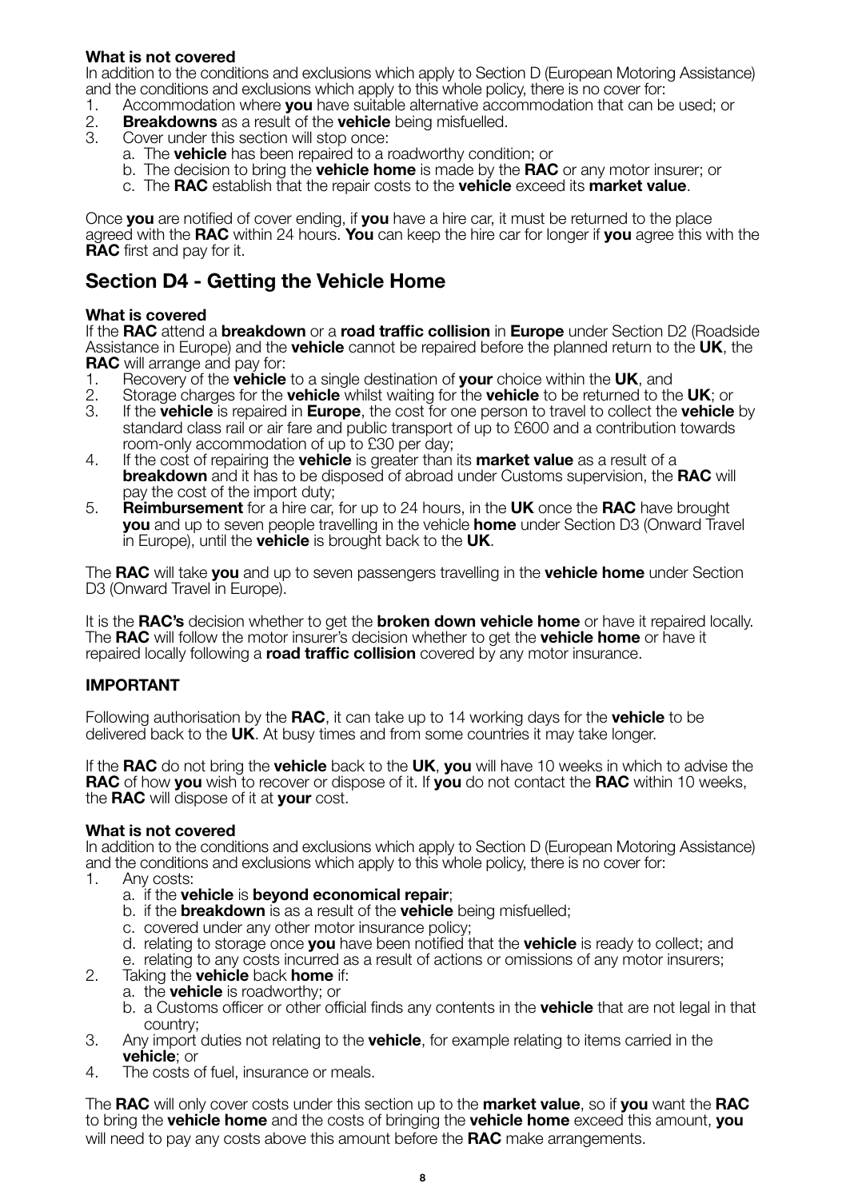**What is not covered**

In addition to the conditions and exclusions which apply to Section D (European Motoring Assistance) and the conditions and exclusions which apply to this whole policy, there is no cover for:

1. Accommodation where **you** have suitable alternative accommodation that can be used; or
2. **Breakdowns** as a result of the **vehicle** being misfuelled.
3. Cover under this section will stop once:
   a. The **vehicle** has been repaired to a roadworthy condition; or
   b. The decision to bring the **vehicle home** is made by the **RAC** or any motor insurer; or
   c. The **RAC** establish that the repair costs to the **vehicle** exceed its **market value**.

Once **you** are notified of cover ending, if **you** have a hire car, it must be returned to the place agreed with the **RAC** within 24 hours. **You** can keep the hire car for longer if **you** agree this with the **RAC** first and pay for it.

## Section D4 - Getting the Vehicle Home

**What is covered**

If the **RAC** attend a **breakdown** or a **road traffic collision** in **Europe** under Section D2 (Roadside Assistance in Europe) and the **vehicle** cannot be repaired before the planned return to the **UK**, the **RAC** will arrange and pay for:

1. Recovery of the **vehicle** to a single destination of **your** choice within the **UK**, and
2. Storage charges for the **vehicle** whilst waiting for the **vehicle** to be returned to the **UK**; or
3. If the **vehicle** is repaired in **Europe**, the cost for one person to travel to collect the **vehicle** by standard class rail or air fare and public transport of up to £600 and a contribution towards room-only accommodation of up to £30 per day;
4. If the cost of repairing the **vehicle** is greater than its **market value** as a result of a **breakdown** and it has to be disposed of abroad under Customs supervision, the **RAC** will pay the cost of the import duty;
5. **Reimbursement** for a hire car, for up to 24 hours, in the **UK** once the **RAC** have brought **you** and up to seven people travelling in the vehicle **home** under Section D3 (Onward Travel in Europe), until the **vehicle** is brought back to the **UK**.

The **RAC** will take **you** and up to seven passengers travelling in the **vehicle home** under Section D3 (Onward Travel in Europe).

It is the **RAC's** decision whether to get the **broken down vehicle home** or have it repaired locally. The **RAC** will follow the motor insurer's decision whether to get the **vehicle home** or have it repaired locally following a **road traffic collision** covered by any motor insurance.

**IMPORTANT**

Following authorisation by the **RAC**, it can take up to 14 working days for the **vehicle** to be delivered back to the **UK**. At busy times and from some countries it may take longer.

If the **RAC** do not bring the **vehicle** back to the **UK**, **you** will have 10 weeks in which to advise the **RAC** of how **you** wish to recover or dispose of it. If **you** do not contact the **RAC** within 10 weeks, the **RAC** will dispose of it at **your** cost.

**What is not covered**

In addition to the conditions and exclusions which apply to Section D (European Motoring Assistance) and the conditions and exclusions which apply to this whole policy, there is no cover for:

1. Any costs:
   a. if the **vehicle** is **beyond economical repair**;
   b. if the **breakdown** is as a result of the **vehicle** being misfuelled;
   c. covered under any other motor insurance policy;
   d. relating to storage once **you** have been notified that the **vehicle** is ready to collect; and
   e. relating to any costs incurred as a result of actions or omissions of any motor insurers;
2. Taking the **vehicle** back **home** if:
   a. the **vehicle** is roadworthy; or
   b. a Customs officer or other official finds any contents in the **vehicle** that are not legal in that country;
3. Any import duties not relating to the **vehicle**, for example relating to items carried in the **vehicle**; or
4. The costs of fuel, insurance or meals.

The **RAC** will only cover costs under this section up to the **market value**, so if **you** want the **RAC** to bring the **vehicle home** and the costs of bringing the **vehicle home** exceed this amount, **you** will need to pay any costs above this amount before the **RAC** make arrangements.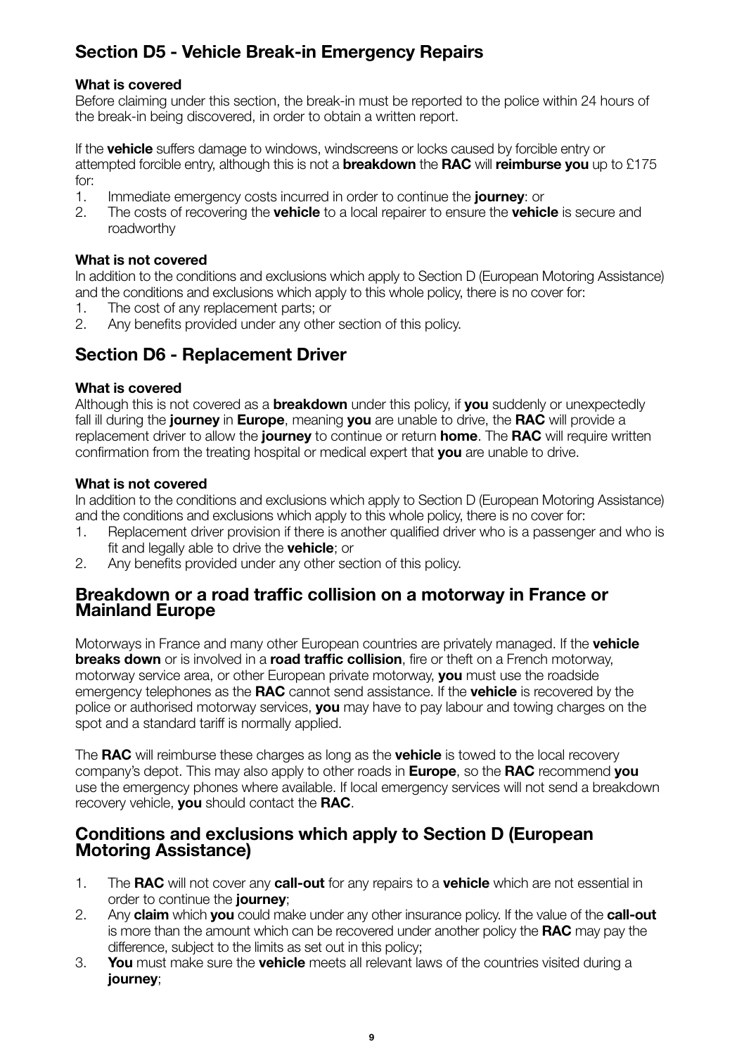## Section D5 - Vehicle Break-in Emergency Repairs

**What is covered**

Before claiming under this section, the break-in must be reported to the police within 24 hours of the break-in being discovered, in order to obtain a written report.

If the **vehicle** suffers damage to windows, windscreens or locks caused by forcible entry or attempted forcible entry, although this is not a **breakdown** the **RAC** will **reimburse you** up to £175 for:

1. Immediate emergency costs incurred in order to continue the **journey**: or
2. The costs of recovering the **vehicle** to a local repairer to ensure the **vehicle** is secure and roadworthy

**What is not covered**

In addition to the conditions and exclusions which apply to Section D (European Motoring Assistance) and the conditions and exclusions which apply to this whole policy, there is no cover for:

1. The cost of any replacement parts; or
2. Any benefits provided under any other section of this policy.

## Section D6 - Replacement Driver

**What is covered**

Although this is not covered as a **breakdown** under this policy, if **you** suddenly or unexpectedly fall ill during the **journey** in **Europe**, meaning **you** are unable to drive, the **RAC** will provide a replacement driver to allow the **journey** to continue or return **home**. The **RAC** will require written confirmation from the treating hospital or medical expert that **you** are unable to drive.

**What is not covered**

In addition to the conditions and exclusions which apply to Section D (European Motoring Assistance) and the conditions and exclusions which apply to this whole policy, there is no cover for:

1. Replacement driver provision if there is another qualified driver who is a passenger and who is fit and legally able to drive the **vehicle**; or
2. Any benefits provided under any other section of this policy.

## Breakdown or a road traffic collision on a motorway in France or Mainland Europe

Motorways in France and many other European countries are privately managed. If the **vehicle breaks down** or is involved in a **road traffic collision**, fire or theft on a French motorway, motorway service area, or other European private motorway, **you** must use the roadside emergency telephones as the **RAC** cannot send assistance. If the **vehicle** is recovered by the police or authorised motorway services, **you** may have to pay labour and towing charges on the spot and a standard tariff is normally applied.

The **RAC** will reimburse these charges as long as the **vehicle** is towed to the local recovery company's depot. This may also apply to other roads in **Europe**, so the **RAC** recommend **you** use the emergency phones where available. If local emergency services will not send a breakdown recovery vehicle, **you** should contact the **RAC**.

## Conditions and exclusions which apply to Section D (European Motoring Assistance)

1. The **RAC** will not cover any **call-out** for any repairs to a **vehicle** which are not essential in order to continue the **journey**;
2. Any **claim** which **you** could make under any other insurance policy. If the value of the **call-out** is more than the amount which can be recovered under another policy the **RAC** may pay the difference, subject to the limits as set out in this policy;
3. **You** must make sure the **vehicle** meets all relevant laws of the countries visited during a **journey**;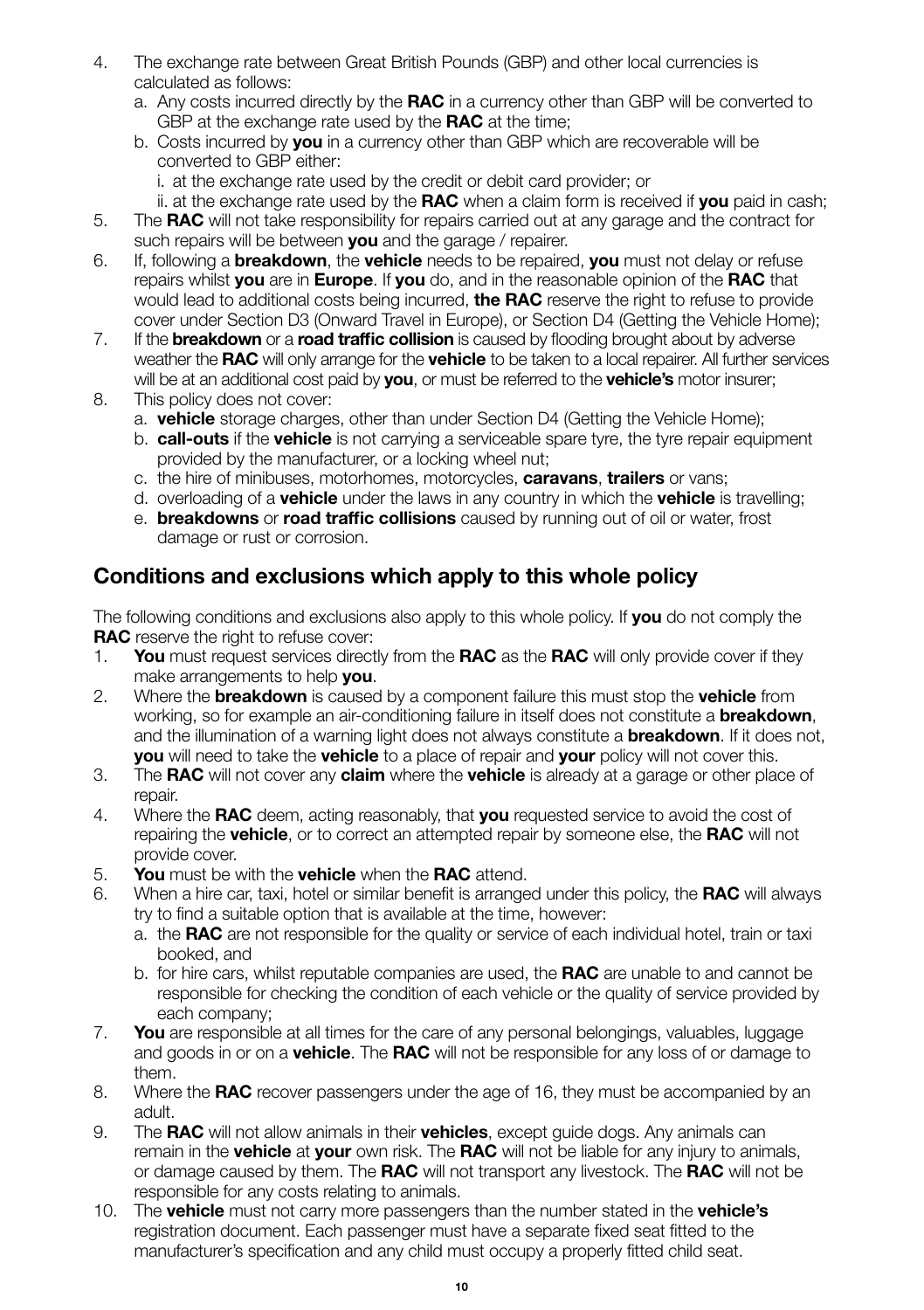4. The exchange rate between Great British Pounds (GBP) and other local currencies is calculated as follows:
   a. Any costs incurred directly by the **RAC** in a currency other than GBP will be converted to GBP at the exchange rate used by the **RAC** at the time;
   b. Costs incurred by **you** in a currency other than GBP which are recoverable will be converted to GBP either:
      i. at the exchange rate used by the credit or debit card provider; or
      ii. at the exchange rate used by the **RAC** when a claim form is received if **you** paid in cash;
5. The **RAC** will not take responsibility for repairs carried out at any garage and the contract for such repairs will be between **you** and the garage / repairer.
6. If, following a **breakdown**, the **vehicle** needs to be repaired, **you** must not delay or refuse repairs whilst **you** are in **Europe**. If **you** do, and in the reasonable opinion of the **RAC** that would lead to additional costs being incurred, **the RAC** reserve the right to refuse to provide cover under Section D3 (Onward Travel in Europe), or Section D4 (Getting the Vehicle Home);
7. If the **breakdown** or a **road traffic collision** is caused by flooding brought about by adverse weather the **RAC** will only arrange for the **vehicle** to be taken to a local repairer. All further services will be at an additional cost paid by **you**, or must be referred to the **vehicle's** motor insurer;
8. This policy does not cover:
   a. **vehicle** storage charges, other than under Section D4 (Getting the Vehicle Home);
   b. **call-outs** if the **vehicle** is not carrying a serviceable spare tyre, the tyre repair equipment provided by the manufacturer, or a locking wheel nut;
   c. the hire of minibuses, motorhomes, motorcycles, **caravans**, **trailers** or vans;
   d. overloading of a **vehicle** under the laws in any country in which the **vehicle** is travelling;
   e. **breakdowns** or **road traffic collisions** caused by running out of oil or water, frost damage or rust or corrosion.

## Conditions and exclusions which apply to this whole policy

The following conditions and exclusions also apply to this whole policy. If **you** do not comply the **RAC** reserve the right to refuse cover:

1. **You** must request services directly from the **RAC** as the **RAC** will only provide cover if they make arrangements to help **you**.
2. Where the **breakdown** is caused by a component failure this must stop the **vehicle** from working, so for example an air-conditioning failure in itself does not constitute a **breakdown**, and the illumination of a warning light does not always constitute a **breakdown**. If it does not, **you** will need to take the **vehicle** to a place of repair and **your** policy will not cover this.
3. The **RAC** will not cover any **claim** where the **vehicle** is already at a garage or other place of repair.
4. Where the **RAC** deem, acting reasonably, that **you** requested service to avoid the cost of repairing the **vehicle**, or to correct an attempted repair by someone else, the **RAC** will not provide cover.
5. **You** must be with the **vehicle** when the **RAC** attend.
6. When a hire car, taxi, hotel or similar benefit is arranged under this policy, the **RAC** will always try to find a suitable option that is available at the time, however:
   a. the **RAC** are not responsible for the quality or service of each individual hotel, train or taxi booked, and
   b. for hire cars, whilst reputable companies are used, the **RAC** are unable to and cannot be responsible for checking the condition of each vehicle or the quality of service provided by each company;
7. **You** are responsible at all times for the care of any personal belongings, valuables, luggage and goods in or on a **vehicle**. The **RAC** will not be responsible for any loss of or damage to them.
8. Where the **RAC** recover passengers under the age of 16, they must be accompanied by an adult.
9. The **RAC** will not allow animals in their **vehicles**, except guide dogs. Any animals can remain in the **vehicle** at **your** own risk. The **RAC** will not be liable for any injury to animals, or damage caused by them. The **RAC** will not transport any livestock. The **RAC** will not be responsible for any costs relating to animals.
10. The **vehicle** must not carry more passengers than the number stated in the **vehicle's** registration document. Each passenger must have a separate fixed seat fitted to the manufacturer's specification and any child must occupy a properly fitted child seat.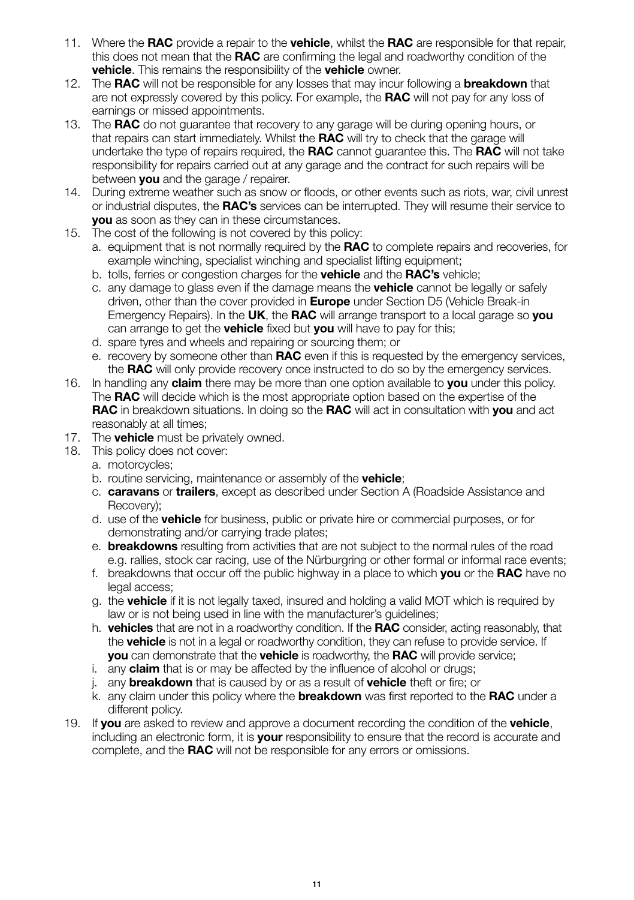11. Where the **RAC** provide a repair to the **vehicle**, whilst the **RAC** are responsible for that repair, this does not mean that the **RAC** are confirming the legal and roadworthy condition of the **vehicle**. This remains the responsibility of the **vehicle** owner.
12. The **RAC** will not be responsible for any losses that may incur following a **breakdown** that are not expressly covered by this policy. For example, the **RAC** will not pay for any loss of earnings or missed appointments.
13. The **RAC** do not guarantee that recovery to any garage will be during opening hours, or that repairs can start immediately. Whilst the **RAC** will try to check that the garage will undertake the type of repairs required, the **RAC** cannot guarantee this. The **RAC** will not take responsibility for repairs carried out at any garage and the contract for such repairs will be between **you** and the garage / repairer.
14. During extreme weather such as snow or floods, or other events such as riots, war, civil unrest or industrial disputes, the **RAC's** services can be interrupted. They will resume their service to **you** as soon as they can in these circumstances.
15. The cost of the following is not covered by this policy:
    a. equipment that is not normally required by the **RAC** to complete repairs and recoveries, for example winching, specialist winching and specialist lifting equipment;
    b. tolls, ferries or congestion charges for the **vehicle** and the **RAC's** vehicle;
    c. any damage to glass even if the damage means the **vehicle** cannot be legally or safely driven, other than the cover provided in **Europe** under Section D5 (Vehicle Break-in Emergency Repairs). In the **UK**, the **RAC** will arrange transport to a local garage so **you** can arrange to get the **vehicle** fixed but **you** will have to pay for this;
    d. spare tyres and wheels and repairing or sourcing them; or
    e. recovery by someone other than **RAC** even if this is requested by the emergency services, the **RAC** will only provide recovery once instructed to do so by the emergency services.
16. In handling any **claim** there may be more than one option available to **you** under this policy. The **RAC** will decide which is the most appropriate option based on the expertise of the **RAC** in breakdown situations. In doing so the **RAC** will act in consultation with **you** and act reasonably at all times;
17. The **vehicle** must be privately owned.
18. This policy does not cover:
    a. motorcycles;
    b. routine servicing, maintenance or assembly of the **vehicle**;
    c. **caravans** or **trailers**, except as described under Section A (Roadside Assistance and Recovery);
    d. use of the **vehicle** for business, public or private hire or commercial purposes, or for demonstrating and/or carrying trade plates;
    e. **breakdowns** resulting from activities that are not subject to the normal rules of the road e.g. rallies, stock car racing, use of the Nürburgring or other formal or informal race events;
    f. breakdowns that occur off the public highway in a place to which **you** or the **RAC** have no legal access;
    g. the **vehicle** if it is not legally taxed, insured and holding a valid MOT which is required by law or is not being used in line with the manufacturer's guidelines;
    h. **vehicles** that are not in a roadworthy condition. If the **RAC** consider, acting reasonably, that the **vehicle** is not in a legal or roadworthy condition, they can refuse to provide service. If **you** can demonstrate that the **vehicle** is roadworthy, the **RAC** will provide service;
    i. any **claim** that is or may be affected by the influence of alcohol or drugs;
    j. any **breakdown** that is caused by or as a result of **vehicle** theft or fire; or
    k. any claim under this policy where the **breakdown** was first reported to the **RAC** under a different policy.
19. If **you** are asked to review and approve a document recording the condition of the **vehicle**, including an electronic form, it is **your** responsibility to ensure that the record is accurate and complete, and the **RAC** will not be responsible for any errors or omissions.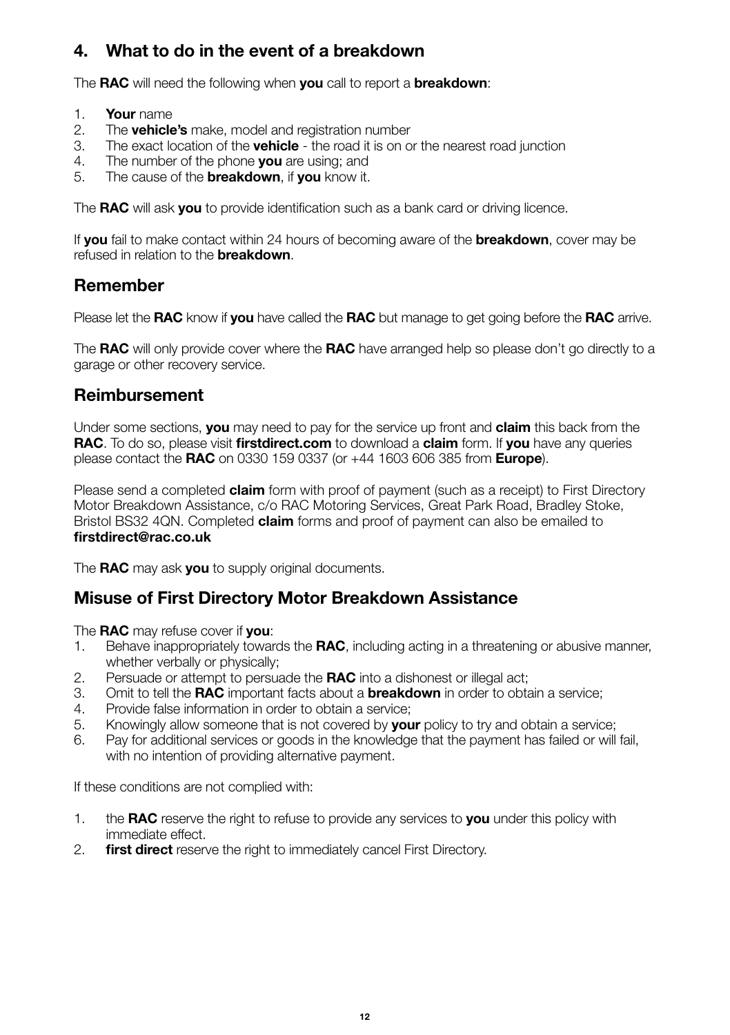## 4. What to do in the event of a breakdown

The **RAC** will need the following when **you** call to report a **breakdown**:

1. **Your** name
2. The **vehicle's** make, model and registration number
3. The exact location of the **vehicle** - the road it is on or the nearest road junction
4. The number of the phone **you** are using; and
5. The cause of the **breakdown**, if **you** know it.

The **RAC** will ask **you** to provide identification such as a bank card or driving licence.

If **you** fail to make contact within 24 hours of becoming aware of the **breakdown**, cover may be refused in relation to the **breakdown**.

## Remember

Please let the **RAC** know if **you** have called the **RAC** but manage to get going before the **RAC** arrive.

The **RAC** will only provide cover where the **RAC** have arranged help so please don't go directly to a garage or other recovery service.

## Reimbursement

Under some sections, **you** may need to pay for the service up front and **claim** this back from the **RAC**. To do so, please visit **firstdirect.com** to download a **claim** form. If **you** have any queries please contact the **RAC** on 0330 159 0337 (or +44 1603 606 385 from **Europe**).

Please send a completed **claim** form with proof of payment (such as a receipt) to First Directory Motor Breakdown Assistance, c/o RAC Motoring Services, Great Park Road, Bradley Stoke, Bristol BS32 4QN. Completed **claim** forms and proof of payment can also be emailed to **firstdirect@rac.co.uk**

The **RAC** may ask **you** to supply original documents.

## Misuse of First Directory Motor Breakdown Assistance

The **RAC** may refuse cover if **you**:

1. Behave inappropriately towards the **RAC**, including acting in a threatening or abusive manner, whether verbally or physically;
2. Persuade or attempt to persuade the **RAC** into a dishonest or illegal act;
3. Omit to tell the **RAC** important facts about a **breakdown** in order to obtain a service;
4. Provide false information in order to obtain a service;
5. Knowingly allow someone that is not covered by **your** policy to try and obtain a service;
6. Pay for additional services or goods in the knowledge that the payment has failed or will fail, with no intention of providing alternative payment.

If these conditions are not complied with:

1. the **RAC** reserve the right to refuse to provide any services to **you** under this policy with immediate effect.
2. **first direct** reserve the right to immediately cancel First Directory.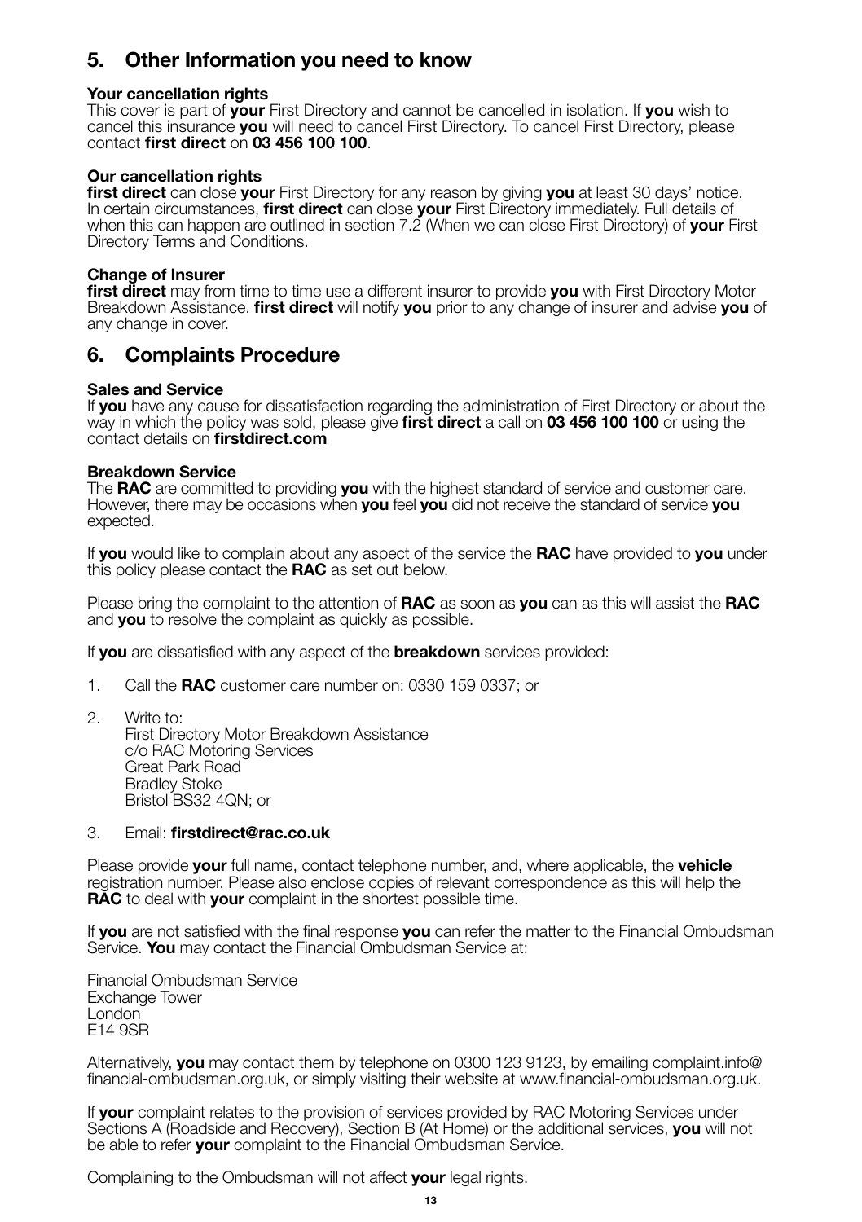## 5. Other Information you need to know

**Your cancellation rights**
This cover is part of **your** First Directory and cannot be cancelled in isolation. If **you** wish to cancel this insurance **you** will need to cancel First Directory. To cancel First Directory, please contact **first direct** on **03 456 100 100**.

**Our cancellation rights**
**first direct** can close **your** First Directory for any reason by giving **you** at least 30 days' notice. In certain circumstances, **first direct** can close **your** First Directory immediately. Full details of when this can happen are outlined in section 7.2 (When we can close First Directory) of **your** First Directory Terms and Conditions.

**Change of Insurer**
**first direct** may from time to time use a different insurer to provide **you** with First Directory Motor Breakdown Assistance. **first direct** will notify **you** prior to any change of insurer and advise **you** of any change in cover.

## 6. Complaints Procedure

**Sales and Service**
If **you** have any cause for dissatisfaction regarding the administration of First Directory or about the way in which the policy was sold, please give **first direct** a call on **03 456 100 100** or using the contact details on **firstdirect.com**

**Breakdown Service**
The **RAC** are committed to providing **you** with the highest standard of service and customer care. However, there may be occasions when **you** feel **you** did not receive the standard of service **you** expected.

If **you** would like to complain about any aspect of the service the **RAC** have provided to **you** under this policy please contact the **RAC** as set out below.

Please bring the complaint to the attention of **RAC** as soon as **you** can as this will assist the **RAC** and **you** to resolve the complaint as quickly as possible.

If **you** are dissatisfied with any aspect of the **breakdown** services provided:

1. Call the **RAC** customer care number on: 0330 159 0337; or
2. Write to:
   First Directory Motor Breakdown Assistance
   c/o RAC Motoring Services
   Great Park Road
   Bradley Stoke
   Bristol BS32 4QN; or
3. Email: **firstdirect@rac.co.uk**

Please provide **your** full name, contact telephone number, and, where applicable, the **vehicle** registration number. Please also enclose copies of relevant correspondence as this will help the **RAC** to deal with **your** complaint in the shortest possible time.

If **you** are not satisfied with the final response **you** can refer the matter to the Financial Ombudsman Service. **You** may contact the Financial Ombudsman Service at:

Financial Ombudsman Service
Exchange Tower
London
E14 9SR

Alternatively, **you** may contact them by telephone on 0300 123 9123, by emailing complaint.info@financial-ombudsman.org.uk, or simply visiting their website at www.financial-ombudsman.org.uk.

If **your** complaint relates to the provision of services provided by RAC Motoring Services under Sections A (Roadside and Recovery), Section B (At Home) or the additional services, **you** will not be able to refer **your** complaint to the Financial Ombudsman Service.

Complaining to the Ombudsman will not affect **your** legal rights.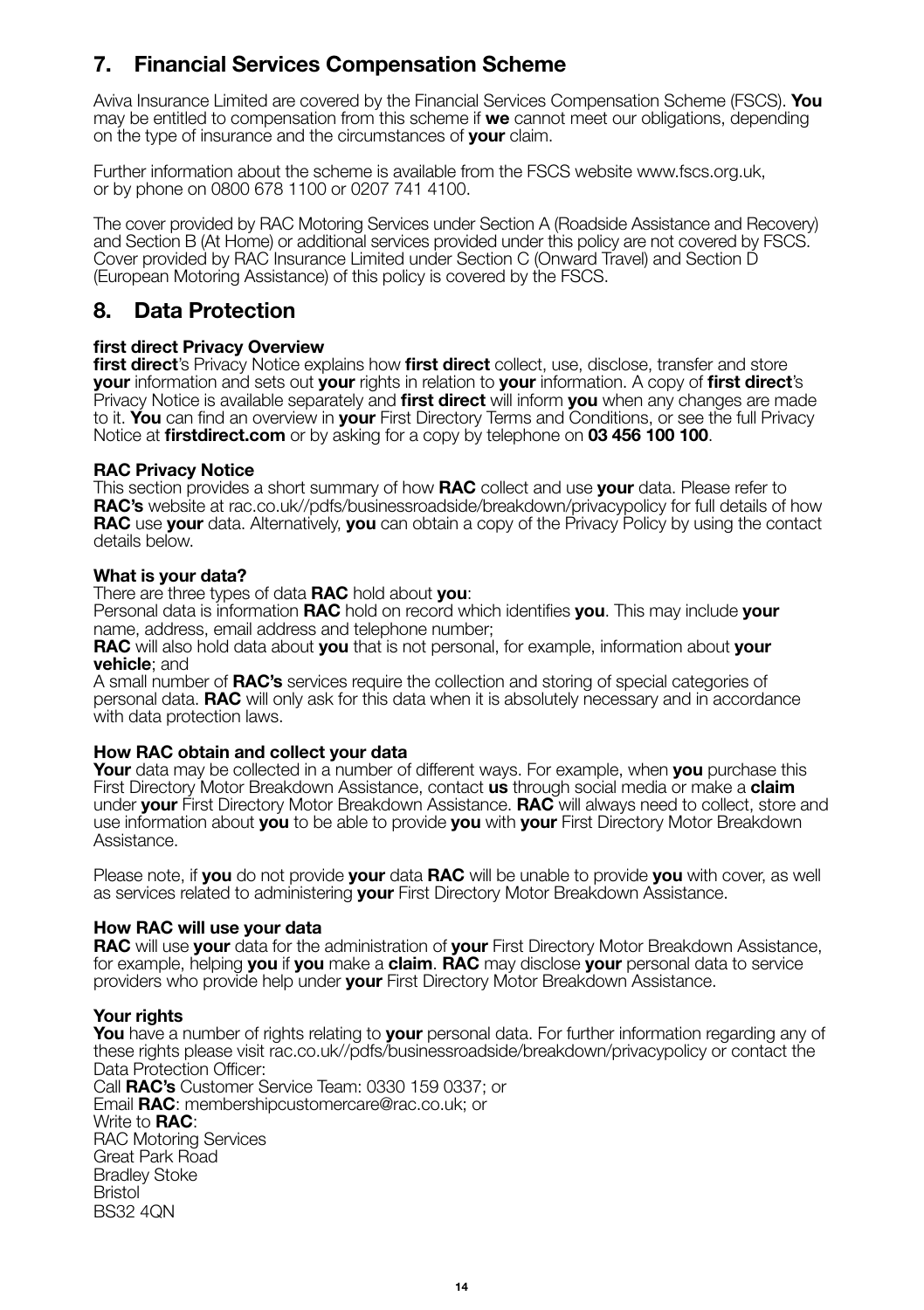## 7. Financial Services Compensation Scheme

Aviva Insurance Limited are covered by the Financial Services Compensation Scheme (FSCS). **You** may be entitled to compensation from this scheme if **we** cannot meet our obligations, depending on the type of insurance and the circumstances of **your** claim.

Further information about the scheme is available from the FSCS website www.fscs.org.uk, or by phone on 0800 678 1100 or 0207 741 4100.

The cover provided by RAC Motoring Services under Section A (Roadside Assistance and Recovery) and Section B (At Home) or additional services provided under this policy are not covered by FSCS. Cover provided by RAC Insurance Limited under Section C (Onward Travel) and Section D (European Motoring Assistance) of this policy is covered by the FSCS.

## 8. Data Protection

**first direct Privacy Overview**
**first direct**'s Privacy Notice explains how **first direct** collect, use, disclose, transfer and store **your** information and sets out **your** rights in relation to **your** information. A copy of **first direct**'s Privacy Notice is available separately and **first direct** will inform **you** when any changes are made to it. **You** can find an overview in **your** First Directory Terms and Conditions, or see the full Privacy Notice at **firstdirect.com** or by asking for a copy by telephone on **03 456 100 100**.

**RAC Privacy Notice**
This section provides a short summary of how **RAC** collect and use **your** data. Please refer to **RAC's** website at rac.co.uk//pdfs/businessroadside/breakdown/privacypolicy for full details of how **RAC** use **your** data. Alternatively, **you** can obtain a copy of the Privacy Policy by using the contact details below.

**What is your data?**
There are three types of data **RAC** hold about **you**:
Personal data is information **RAC** hold on record which identifies **you**. This may include **your** name, address, email address and telephone number;
**RAC** will also hold data about **you** that is not personal, for example, information about **your vehicle**; and
A small number of **RAC's** services require the collection and storing of special categories of personal data. **RAC** will only ask for this data when it is absolutely necessary and in accordance with data protection laws.

**How RAC obtain and collect your data**
**Your** data may be collected in a number of different ways. For example, when **you** purchase this First Directory Motor Breakdown Assistance, contact **us** through social media or make a **claim** under **your** First Directory Motor Breakdown Assistance. **RAC** will always need to collect, store and use information about **you** to be able to provide **you** with **your** First Directory Motor Breakdown Assistance.

Please note, if **you** do not provide **your** data **RAC** will be unable to provide **you** with cover, as well as services related to administering **your** First Directory Motor Breakdown Assistance.

**How RAC will use your data**
**RAC** will use **your** data for the administration of **your** First Directory Motor Breakdown Assistance, for example, helping **you** if **you** make a **claim**. **RAC** may disclose **your** personal data to service providers who provide help under **your** First Directory Motor Breakdown Assistance.

**Your rights**
**You** have a number of rights relating to **your** personal data. For further information regarding any of these rights please visit rac.co.uk//pdfs/businessroadside/breakdown/privacypolicy or contact the Data Protection Officer:
Call **RAC's** Customer Service Team: 0330 159 0337; or
Email **RAC**: membershipcustomercare@rac.co.uk; or
Write to **RAC**:
RAC Motoring Services
Great Park Road
Bradley Stoke
Bristol
BS32 4QN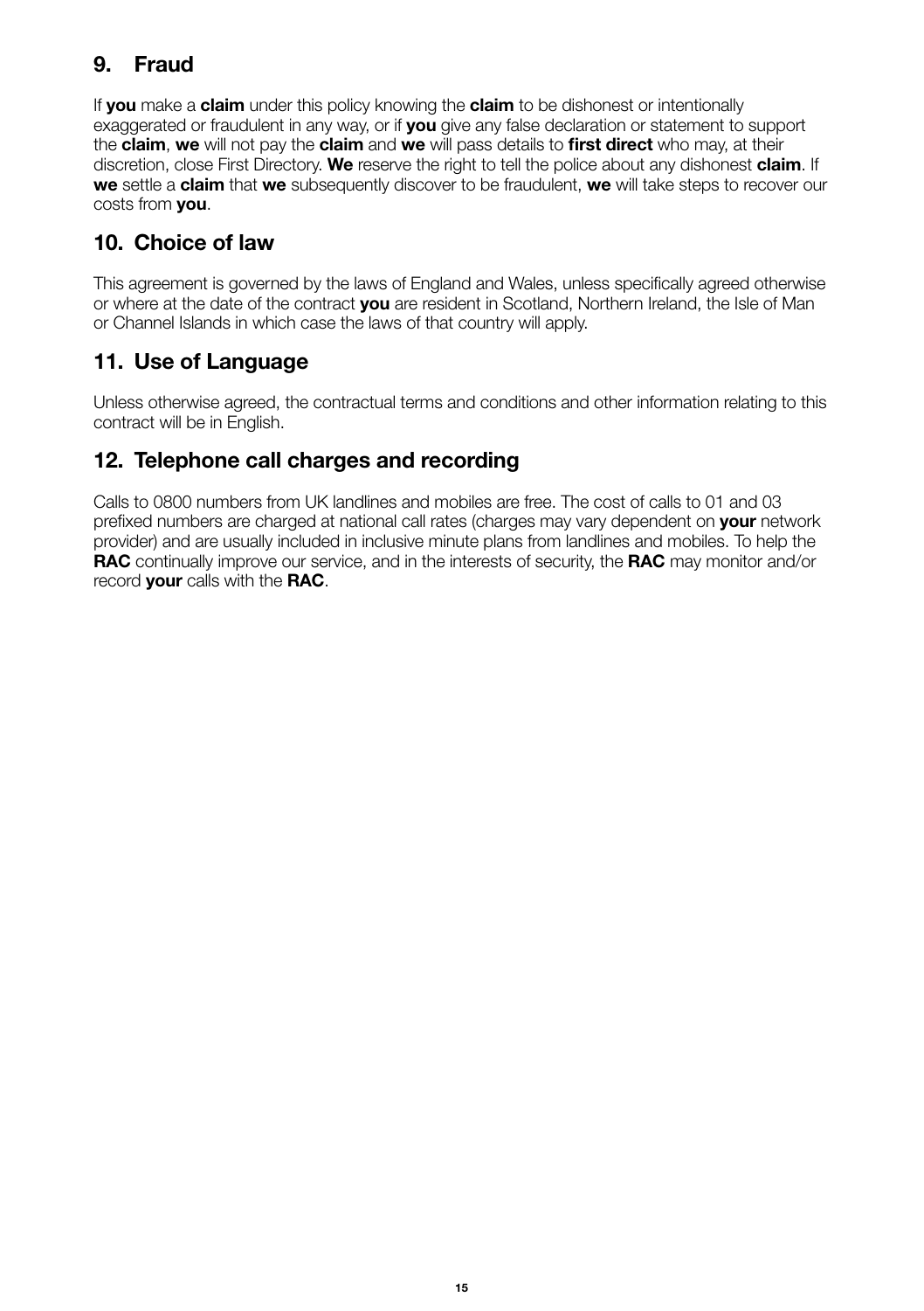## 9. Fraud

If **you** make a **claim** under this policy knowing the **claim** to be dishonest or intentionally exaggerated or fraudulent in any way, or if **you** give any false declaration or statement to support the **claim**, **we** will not pay the **claim** and **we** will pass details to **first direct** who may, at their discretion, close First Directory. **We** reserve the right to tell the police about any dishonest **claim**. If **we** settle a **claim** that **we** subsequently discover to be fraudulent, **we** will take steps to recover our costs from **you**.

## 10. Choice of law

This agreement is governed by the laws of England and Wales, unless specifically agreed otherwise or where at the date of the contract **you** are resident in Scotland, Northern Ireland, the Isle of Man or Channel Islands in which case the laws of that country will apply.

## 11. Use of Language

Unless otherwise agreed, the contractual terms and conditions and other information relating to this contract will be in English.

## 12. Telephone call charges and recording

Calls to 0800 numbers from UK landlines and mobiles are free. The cost of calls to 01 and 03 prefixed numbers are charged at national call rates (charges may vary dependent on **your** network provider) and are usually included in inclusive minute plans from landlines and mobiles. To help the **RAC** continually improve our service, and in the interests of security, the **RAC** may monitor and/or record **your** calls with the **RAC**.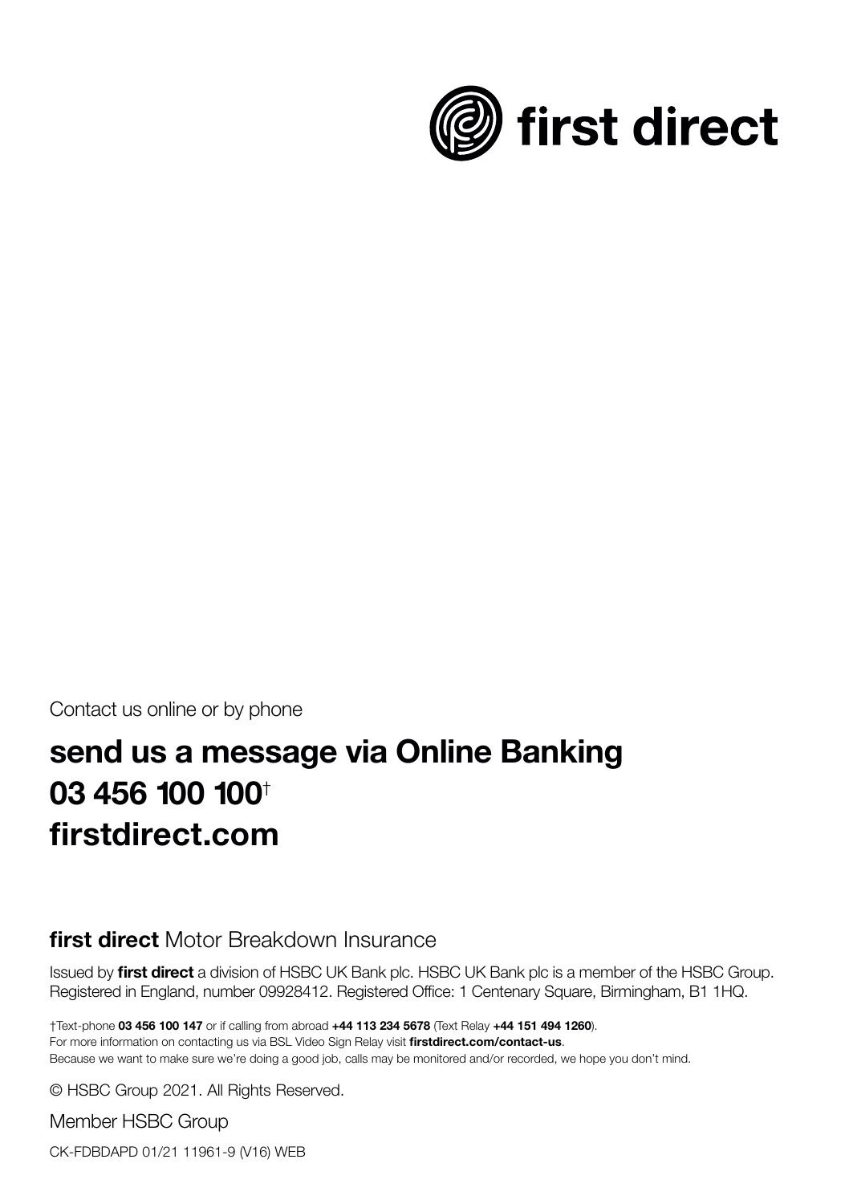**first direct**

Contact us online or by phone

**send us a message via Online Banking**
**03 456 100 100†**
**firstdirect.com**

**first direct** Motor Breakdown Insurance

Issued by **first direct** a division of HSBC UK Bank plc. HSBC UK Bank plc is a member of the HSBC Group. Registered in England, number 09928412. Registered Office: 1 Centenary Square, Birmingham, B1 1HQ.

†Text-phone **03 456 100 147** or if calling from abroad **+44 113 234 5678** (Text Relay **+44 151 494 1260**).
For more information on contacting us via BSL Video Sign Relay visit **firstdirect.com/contact-us**.
Because we want to make sure we're doing a good job, calls may be monitored and/or recorded, we hope you don't mind.

© HSBC Group 2021. All Rights Reserved.

Member HSBC Group

CK-FDBDAPD 01/21 11961-9 (V16) WEB